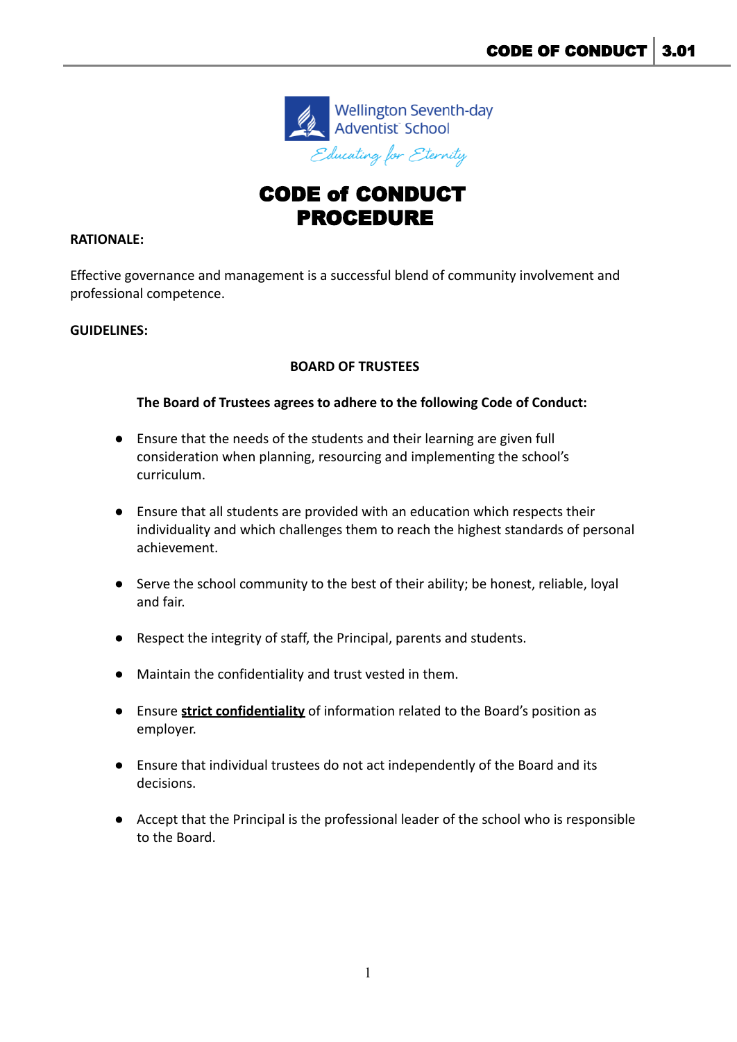# CODE of CONDUCT PROCEDURE

**RATIONALE:**

Effective governance and management is a successful blend of community involvement and professional competence.

**GUIDELINES:**

**BOARD OF TRUSTEES**

**The Board of Trustees agrees to adhere to the following Code of Conduct:**

- Ensure that the needs of the students and their learning are given full consideration when planning, resourcing and implementing the school's curriculum.

- Ensure that all students are provided with an education which respects their individuality and which challenges them to reach the highest standards of personal achievement.

- Serve the school community to the best of their ability; be honest, reliable, loyal and fair.

- Respect the integrity of staff, the Principal, parents and students.

- Maintain the confidentiality and trust vested in them.

- Ensure **strict confidentiality** of information related to the Board's position as employer.

- Ensure that individual trustees do not act independently of the Board and its decisions.

- Accept that the Principal is the professional leader of the school who is responsible to the Board.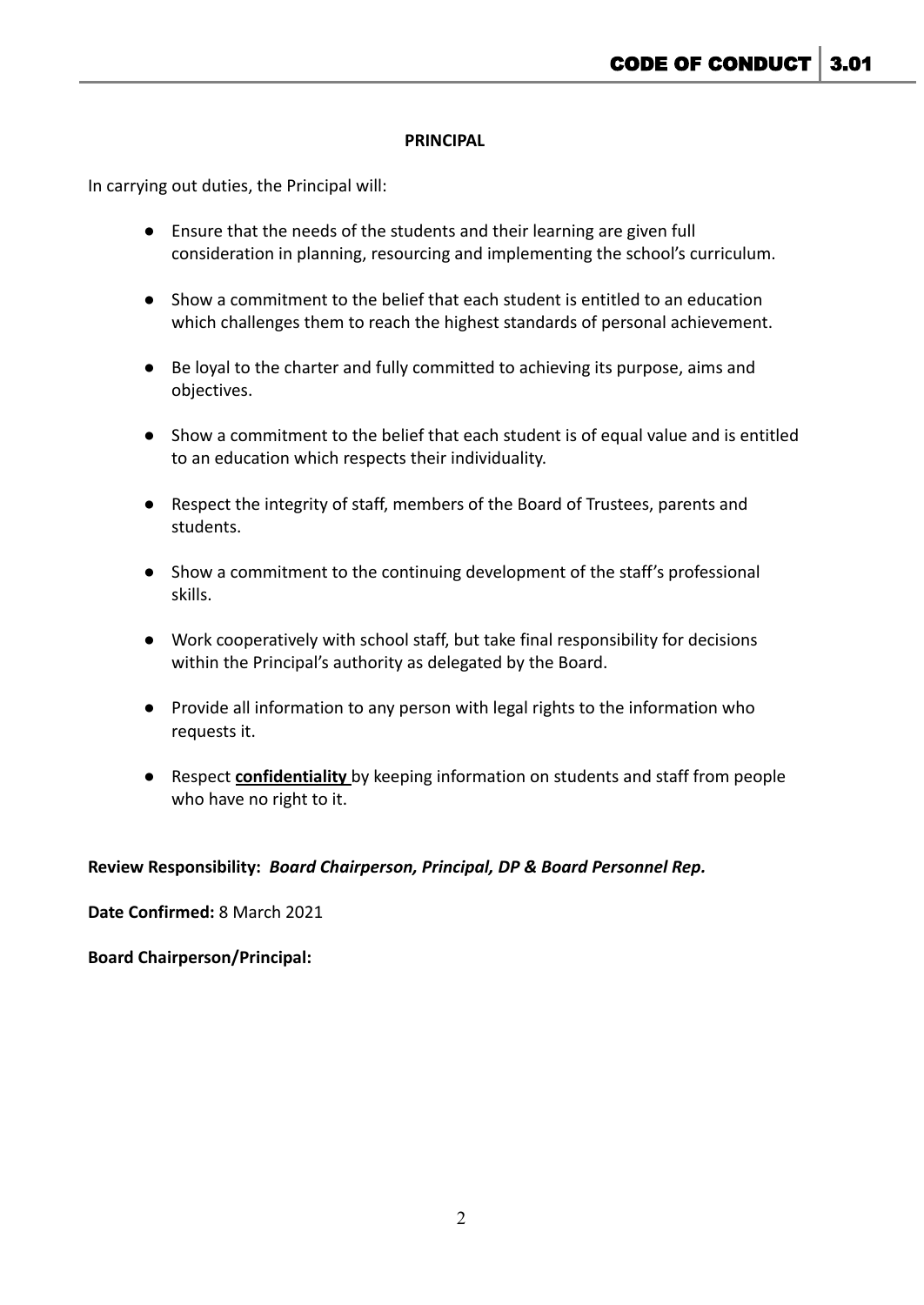**PRINCIPAL**

In carrying out duties, the Principal will:

- Ensure that the needs of the students and their learning are given full consideration in planning, resourcing and implementing the school's curriculum.
- Show a commitment to the belief that each student is entitled to an education which challenges them to reach the highest standards of personal achievement.
- Be loyal to the charter and fully committed to achieving its purpose, aims and objectives.
- Show a commitment to the belief that each student is of equal value and is entitled to an education which respects their individuality.
- Respect the integrity of staff, members of the Board of Trustees, parents and students.
- Show a commitment to the continuing development of the staff's professional skills.
- Work cooperatively with school staff, but take final responsibility for decisions within the Principal's authority as delegated by the Board.
- Provide all information to any person with legal rights to the information who requests it.
- Respect **confidentiality** by keeping information on students and staff from people who have no right to it.

**Review Responsibility:** ***Board Chairperson, Principal, DP & Board Personnel Rep.***

**Date Confirmed:** 8 March 2021

**Board Chairperson/Principal:**